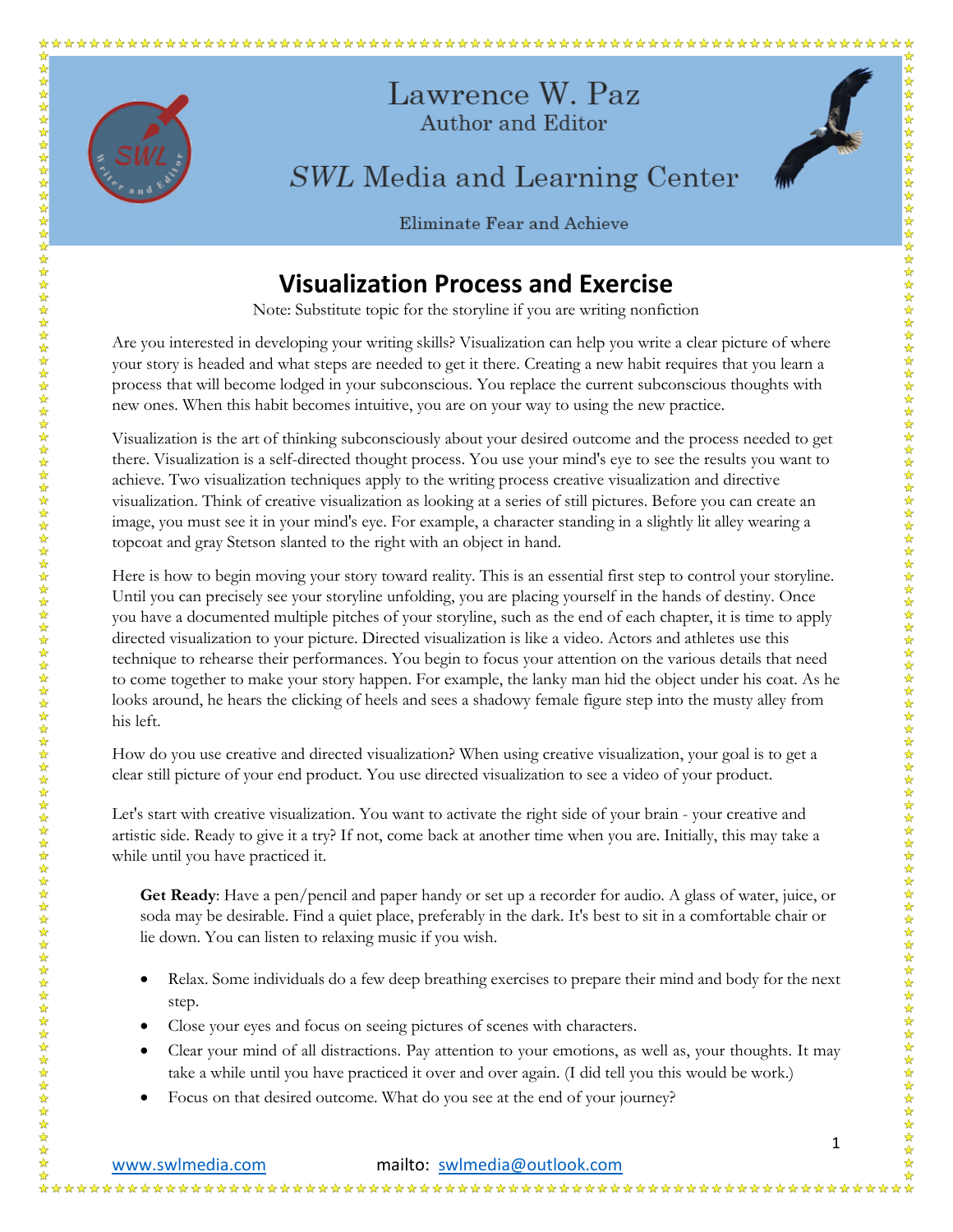Lawrence W. Paz
Author and Editor

*SWL* Media and Learning Center

Eliminate Fear and Achieve

# Visualization Process and Exercise

Note: Substitute topic for the storyline if you are writing nonfiction

Are you interested in developing your writing skills? Visualization can help you write a clear picture of where your story is headed and what steps are needed to get it there. Creating a new habit requires that you learn a process that will become lodged in your subconscious. You replace the current subconscious thoughts with new ones. When this habit becomes intuitive, you are on your way to using the new practice.

Visualization is the art of thinking subconsciously about your desired outcome and the process needed to get there. Visualization is a self-directed thought process. You use your mind's eye to see the results you want to achieve. Two visualization techniques apply to the writing process creative visualization and directive visualization. Think of creative visualization as looking at a series of still pictures. Before you can create an image, you must see it in your mind's eye. For example, a character standing in a slightly lit alley wearing a topcoat and gray Stetson slanted to the right with an object in hand.

Here is how to begin moving your story toward reality. This is an essential first step to control your storyline. Until you can precisely see your storyline unfolding, you are placing yourself in the hands of destiny. Once you have a documented multiple pitches of your storyline, such as the end of each chapter, it is time to apply directed visualization to your picture. Directed visualization is like a video. Actors and athletes use this technique to rehearse their performances. You begin to focus your attention on the various details that need to come together to make your story happen. For example, the lanky man hid the object under his coat. As he looks around, he hears the clicking of heels and sees a shadowy female figure step into the musty alley from his left.

How do you use creative and directed visualization? When using creative visualization, your goal is to get a clear still picture of your end product. You use directed visualization to see a video of your product.

Let's start with creative visualization. You want to activate the right side of your brain - your creative and artistic side. Ready to give it a try? If not, come back at another time when you are. Initially, this may take a while until you have practiced it.

**Get Ready**: Have a pen/pencil and paper handy or set up a recorder for audio. A glass of water, juice, or soda may be desirable. Find a quiet place, preferably in the dark. It's best to sit in a comfortable chair or lie down. You can listen to relaxing music if you wish.

- Relax. Some individuals do a few deep breathing exercises to prepare their mind and body for the next step.
- Close your eyes and focus on seeing pictures of scenes with characters.
- Clear your mind of all distractions. Pay attention to your emotions, as well as, your thoughts. It may take a while until you have practiced it over and over again. (I did tell you this would be work.)
- Focus on that desired outcome. What do you see at the end of your journey?

www.swlmedia.com mailto: swlmedia@outlook.com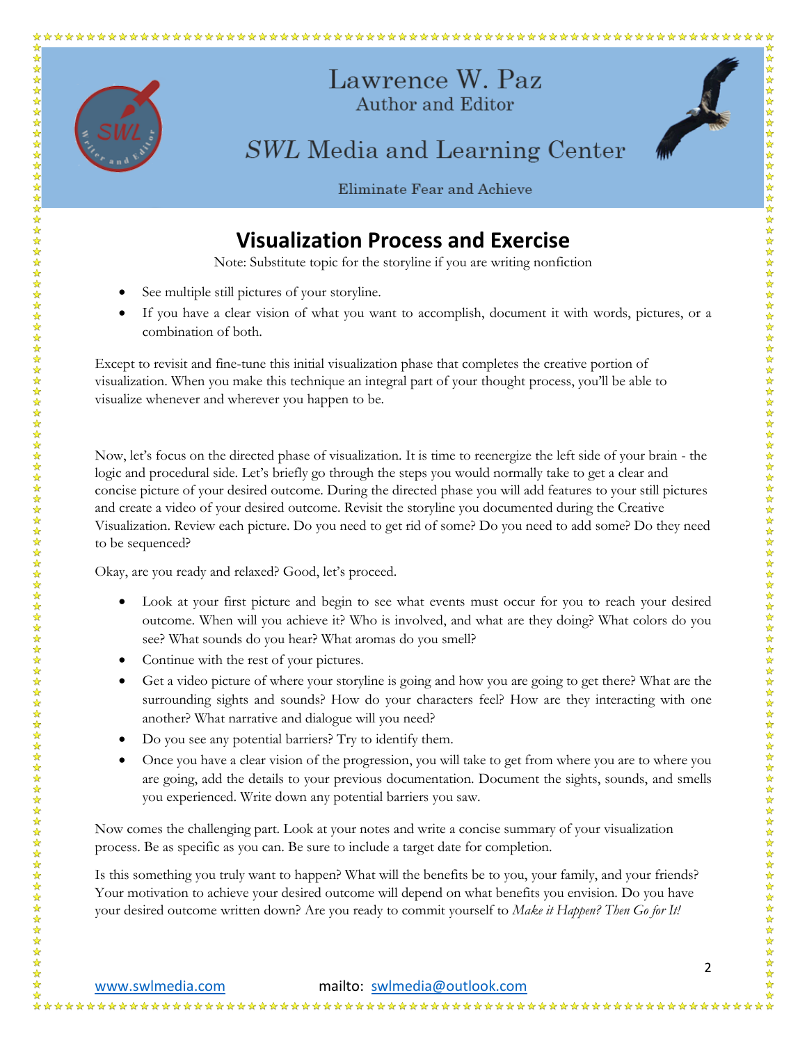# Visualization Process and Exercise

Note: Substitute topic for the storyline if you are writing nonfiction

- See multiple still pictures of your storyline.
- If you have a clear vision of what you want to accomplish, document it with words, pictures, or a combination of both.

Except to revisit and fine-tune this initial visualization phase that completes the creative portion of visualization. When you make this technique an integral part of your thought process, you'll be able to visualize whenever and wherever you happen to be.

Now, let's focus on the directed phase of visualization. It is time to reenergize the left side of your brain - the logic and procedural side. Let's briefly go through the steps you would normally take to get a clear and concise picture of your desired outcome. During the directed phase you will add features to your still pictures and create a video of your desired outcome. Revisit the storyline you documented during the Creative Visualization. Review each picture. Do you need to get rid of some? Do you need to add some? Do they need to be sequenced?

Okay, are you ready and relaxed? Good, let's proceed.

- Look at your first picture and begin to see what events must occur for you to reach your desired outcome. When will you achieve it? Who is involved, and what are they doing? What colors do you see? What sounds do you hear? What aromas do you smell?
- Continue with the rest of your pictures.
- Get a video picture of where your storyline is going and how you are going to get there? What are the surrounding sights and sounds? How do your characters feel? How are they interacting with one another? What narrative and dialogue will you need?
- Do you see any potential barriers? Try to identify them.
- Once you have a clear vision of the progression, you will take to get from where you are to where you are going, add the details to your previous documentation. Document the sights, sounds, and smells you experienced. Write down any potential barriers you saw.

Now comes the challenging part. Look at your notes and write a concise summary of your visualization process. Be as specific as you can. Be sure to include a target date for completion.

Is this something you truly want to happen? What will the benefits be to you, your family, and your friends? Your motivation to achieve your desired outcome will depend on what benefits you envision. Do you have your desired outcome written down? Are you ready to commit yourself to *Make it Happen? Then Go for It!*